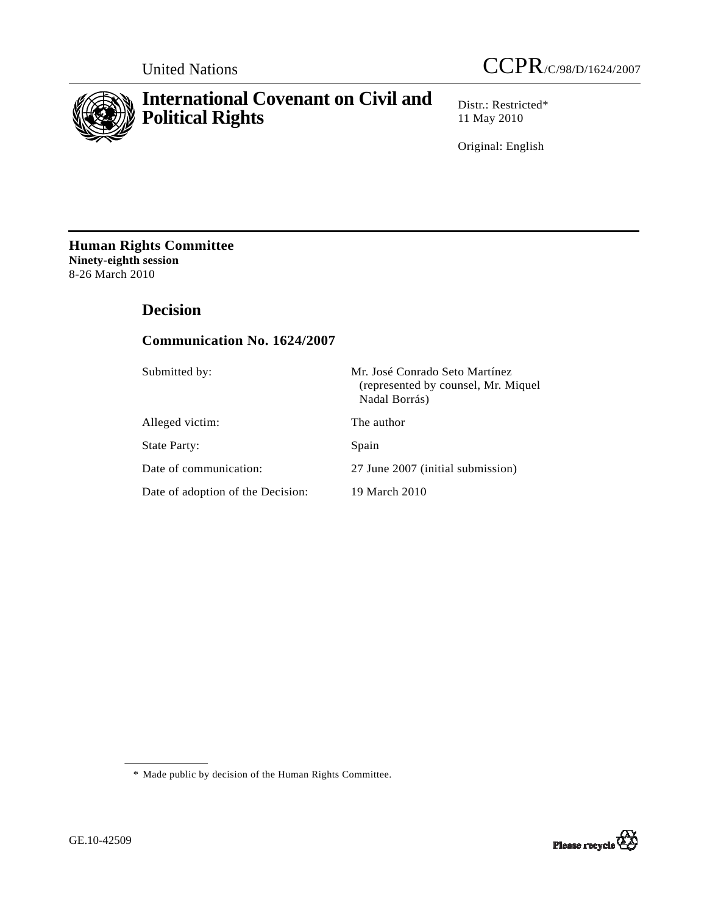United Nations

CCPR/C/98/D/1624/2007

# International Covenant on Civil and Political Rights

Distr.: Restricted*
11 May 2010

Original: English

**Human Rights Committee**
**Ninety-eighth session**
8-26 March 2010

## Decision

### Communication No. 1624/2007

| | |
|---|---|
| Submitted by: | Mr. José Conrado Seto Martínez (represented by counsel, Mr. Miquel Nadal Borrás) |
| Alleged victim: | The author |
| State Party: | Spain |
| Date of communication: | 27 June 2007 (initial submission) |
| Date of adoption of the Decision: | 19 March 2010 |

\* Made public by decision of the Human Rights Committee.

GE.10-42509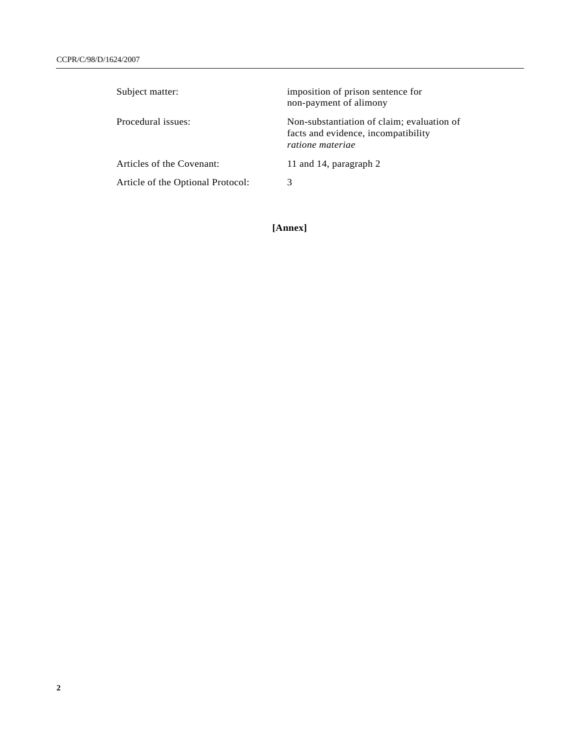| | |
|---|---|
| Subject matter: | imposition of prison sentence for non-payment of alimony |
| Procedural issues: | Non-substantiation of claim; evaluation of facts and evidence, incompatibility *ratione materiae* |
| Articles of the Covenant: | 11 and 14, paragraph 2 |
| Article of the Optional Protocol: | 3 |

**[Annex]**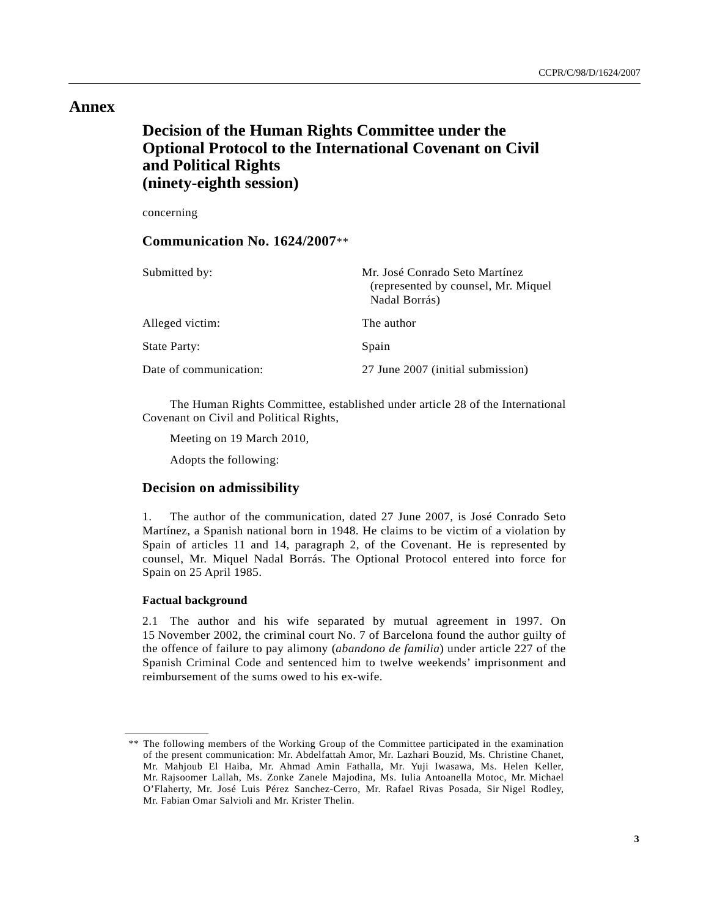# Annex

## Decision of the Human Rights Committee under the Optional Protocol to the International Covenant on Civil and Political Rights (ninety-eighth session)

concerning

### Communication No. 1624/2007**

| | |
|---|---|
| Submitted by: | Mr. José Conrado Seto Martínez (represented by counsel, Mr. Miquel Nadal Borrás) |
| Alleged victim: | The author |
| State Party: | Spain |
| Date of communication: | 27 June 2007 (initial submission) |

The Human Rights Committee, established under article 28 of the International Covenant on Civil and Political Rights,

Meeting on 19 March 2010,

Adopts the following:

### Decision on admissibility

1. The author of the communication, dated 27 June 2007, is José Conrado Seto Martínez, a Spanish national born in 1948. He claims to be victim of a violation by Spain of articles 11 and 14, paragraph 2, of the Covenant. He is represented by counsel, Mr. Miquel Nadal Borrás. The Optional Protocol entered into force for Spain on 25 April 1985.

#### Factual background

2.1 The author and his wife separated by mutual agreement in 1997. On 15 November 2002, the criminal court No. 7 of Barcelona found the author guilty of the offence of failure to pay alimony (*abandono de familia*) under article 227 of the Spanish Criminal Code and sentenced him to twelve weekends' imprisonment and reimbursement of the sums owed to his ex-wife.

---

** The following members of the Working Group of the Committee participated in the examination of the present communication: Mr. Abdelfattah Amor, Mr. Lazhari Bouzid, Ms. Christine Chanet, Mr. Mahjoub El Haiba, Mr. Ahmad Amin Fathalla, Mr. Yuji Iwasawa, Ms. Helen Keller, Mr. Rajsoomer Lallah, Ms. Zonke Zanele Majodina, Ms. Iulia Antoanella Motoc, Mr. Michael O'Flaherty, Mr. José Luis Pérez Sanchez-Cerro, Mr. Rafael Rivas Posada, Sir Nigel Rodley, Mr. Fabian Omar Salvioli and Mr. Krister Thelin.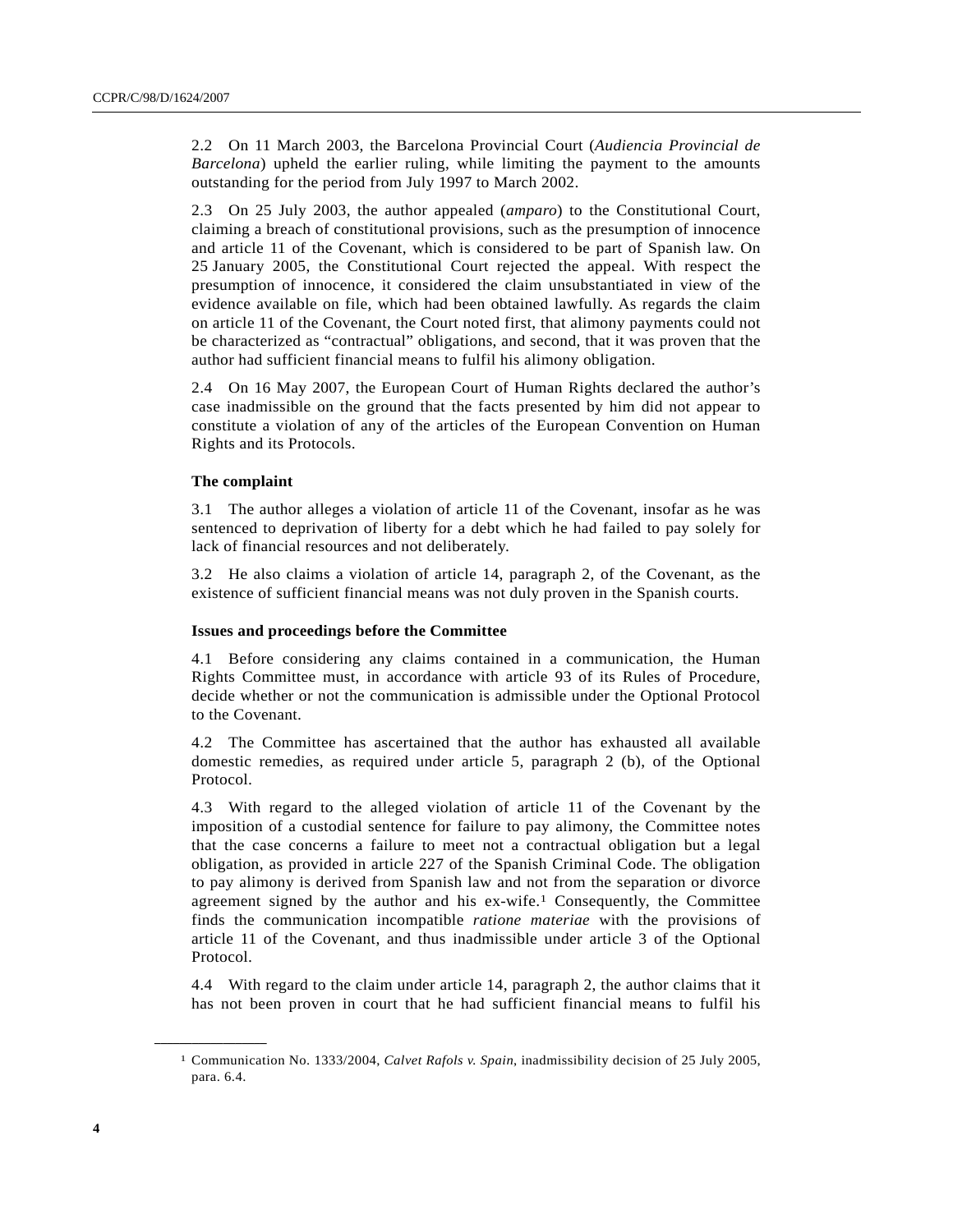2.2 On 11 March 2003, the Barcelona Provincial Court (*Audiencia Provincial de Barcelona*) upheld the earlier ruling, while limiting the payment to the amounts outstanding for the period from July 1997 to March 2002.

2.3 On 25 July 2003, the author appealed (*amparo*) to the Constitutional Court, claiming a breach of constitutional provisions, such as the presumption of innocence and article 11 of the Covenant, which is considered to be part of Spanish law. On 25 January 2005, the Constitutional Court rejected the appeal. With respect the presumption of innocence, it considered the claim unsubstantiated in view of the evidence available on file, which had been obtained lawfully. As regards the claim on article 11 of the Covenant, the Court noted first, that alimony payments could not be characterized as "contractual" obligations, and second, that it was proven that the author had sufficient financial means to fulfil his alimony obligation.

2.4 On 16 May 2007, the European Court of Human Rights declared the author's case inadmissible on the ground that the facts presented by him did not appear to constitute a violation of any of the articles of the European Convention on Human Rights and its Protocols.

**The complaint**

3.1 The author alleges a violation of article 11 of the Covenant, insofar as he was sentenced to deprivation of liberty for a debt which he had failed to pay solely for lack of financial resources and not deliberately.

3.2 He also claims a violation of article 14, paragraph 2, of the Covenant, as the existence of sufficient financial means was not duly proven in the Spanish courts.

**Issues and proceedings before the Committee**

4.1 Before considering any claims contained in a communication, the Human Rights Committee must, in accordance with article 93 of its Rules of Procedure, decide whether or not the communication is admissible under the Optional Protocol to the Covenant.

4.2 The Committee has ascertained that the author has exhausted all available domestic remedies, as required under article 5, paragraph 2 (b), of the Optional Protocol.

4.3 With regard to the alleged violation of article 11 of the Covenant by the imposition of a custodial sentence for failure to pay alimony, the Committee notes that the case concerns a failure to meet not a contractual obligation but a legal obligation, as provided in article 227 of the Spanish Criminal Code. The obligation to pay alimony is derived from Spanish law and not from the separation or divorce agreement signed by the author and his ex-wife.[1] Consequently, the Committee finds the communication incompatible *ratione materiae* with the provisions of article 11 of the Covenant, and thus inadmissible under article 3 of the Optional Protocol.

4.4 With regard to the claim under article 14, paragraph 2, the author claims that it has not been proven in court that he had sufficient financial means to fulfil his

---

[1] Communication No. 1333/2004, *Calvet Rafols v. Spain*, inadmissibility decision of 25 July 2005, para. 6.4.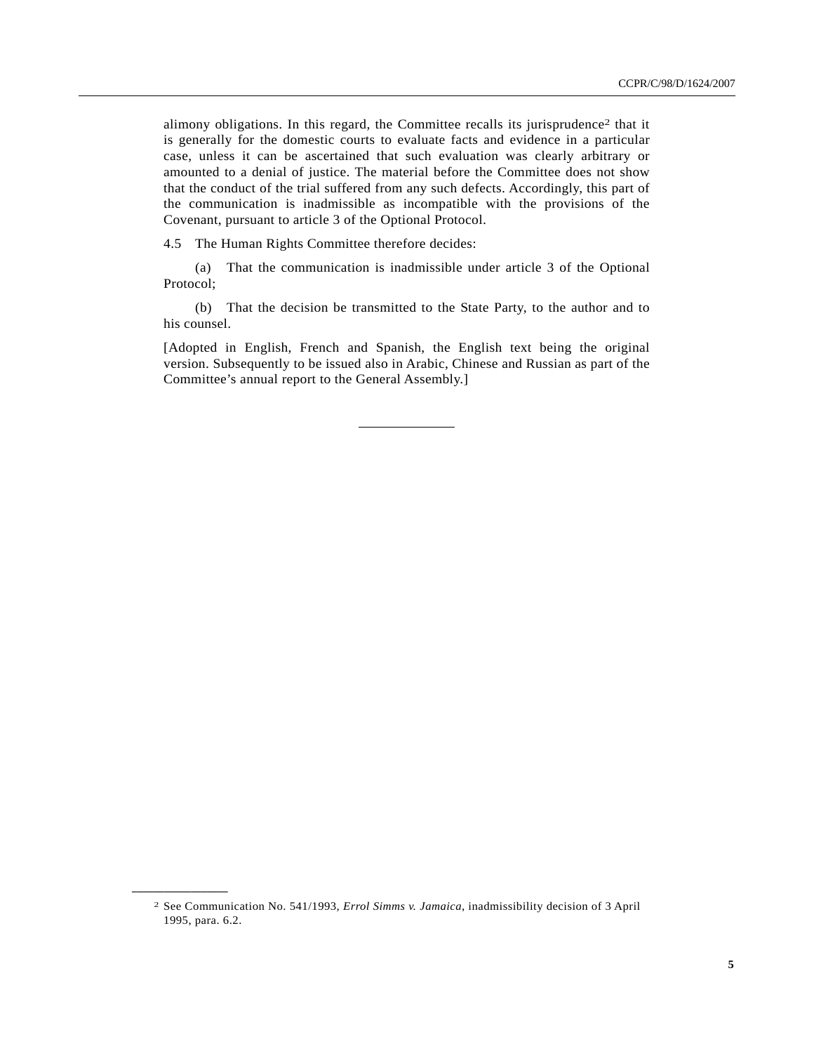alimony obligations. In this regard, the Committee recalls its jurisprudence[2] that it is generally for the domestic courts to evaluate facts and evidence in a particular case, unless it can be ascertained that such evaluation was clearly arbitrary or amounted to a denial of justice. The material before the Committee does not show that the conduct of the trial suffered from any such defects. Accordingly, this part of the communication is inadmissible as incompatible with the provisions of the Covenant, pursuant to article 3 of the Optional Protocol.

4.5 The Human Rights Committee therefore decides:

(a) That the communication is inadmissible under article 3 of the Optional Protocol;

(b) That the decision be transmitted to the State Party, to the author and to his counsel.

[Adopted in English, French and Spanish, the English text being the original version. Subsequently to be issued also in Arabic, Chinese and Russian as part of the Committee's annual report to the General Assembly.]

---

[2] See Communication No. 541/1993, *Errol Simms v. Jamaica*, inadmissibility decision of 3 April 1995, para. 6.2.